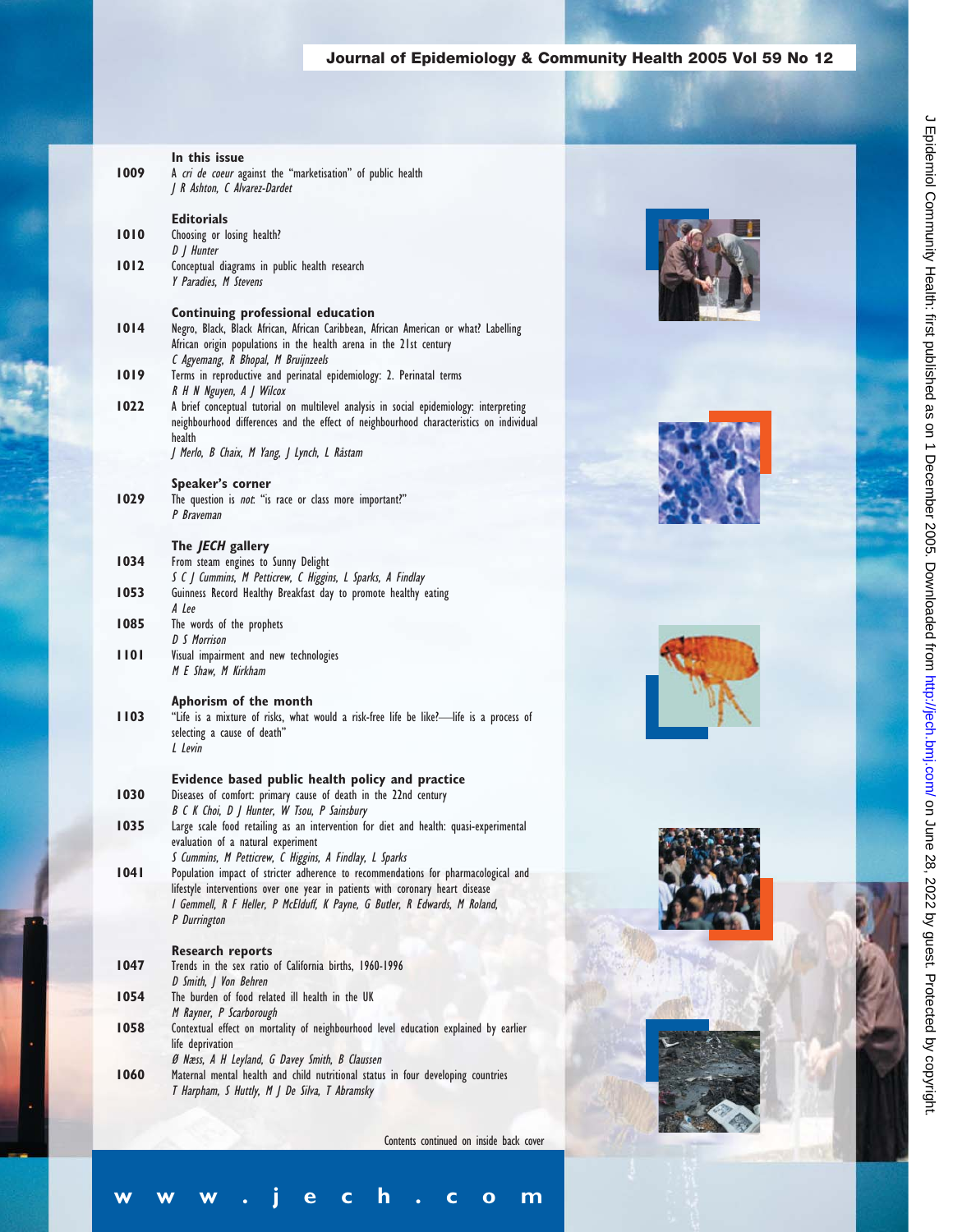## In this issue

**1009** A *cri de coeur* against the "marketisation" of public health
*J R Ashton, C Alvarez-Dardet*

## Editorials

**1010** Choosing or losing health?
*D J Hunter*

**1012** Conceptual diagrams in public health research
*Y Paradies, M Stevens*

## Continuing professional education

**1014** Negro, Black, Black African, African Caribbean, African American or what? Labelling African origin populations in the health arena in the 21st century
*C Agyemang, R Bhopal, M Bruijnzeels*

**1019** Terms in reproductive and perinatal epidemiology: 2. Perinatal terms
*R H N Nguyen, A J Wilcox*

**1022** A brief conceptual tutorial on multilevel analysis in social epidemiology: interpreting neighbourhood differences and the effect of neighbourhood characteristics on individual health
*J Merlo, B Chaix, M Yang, J Lynch, L Råstam*

## Speaker's corner

**1029** The question is *not*: "is race or class more important?"
*P Braveman*

## The *JECH* gallery

**1034** From steam engines to Sunny Delight
*S C J Cummins, M Petticrew, C Higgins, L Sparks, A Findlay*

**1053** Guinness Record Healthy Breakfast day to promote healthy eating
*A Lee*

**1085** The words of the prophets
*D S Morrison*

**1101** Visual impairment and new technologies
*M E Shaw, M Kirkham*

## Aphorism of the month

**1103** "Life is a mixture of risks, what would a risk-free life be like?—life is a process of selecting a cause of death"
*L Levin*

## Evidence based public health policy and practice

**1030** Diseases of comfort: primary cause of death in the 22nd century
*B C K Choi, D J Hunter, W Tsou, P Sainsbury*

**1035** Large scale food retailing as an intervention for diet and health: quasi-experimental evaluation of a natural experiment
*S Cummins, M Petticrew, C Higgins, A Findlay, L Sparks*

**1041** Population impact of stricter adherence to recommendations for pharmacological and lifestyle interventions over one year in patients with coronary heart disease
*I Gemmell, R F Heller, P McElduff, K Payne, G Butler, R Edwards, M Roland, P Durrington*

## Research reports

**1047** Trends in the sex ratio of California births, 1960-1996
*D Smith, J Von Behren*

**1054** The burden of food related ill health in the UK
*M Rayner, P Scarborough*

**1058** Contextual effect on mortality of neighbourhood level education explained by earlier life deprivation
*Ø Næss, A H Leyland, G Davey Smith, B Claussen*

**1060** Maternal mental health and child nutritional status in four developing countries
*T Harpham, S Huttly, M J De Silva, T Abramsky*

Contents continued on inside back cover

**www.jech.com**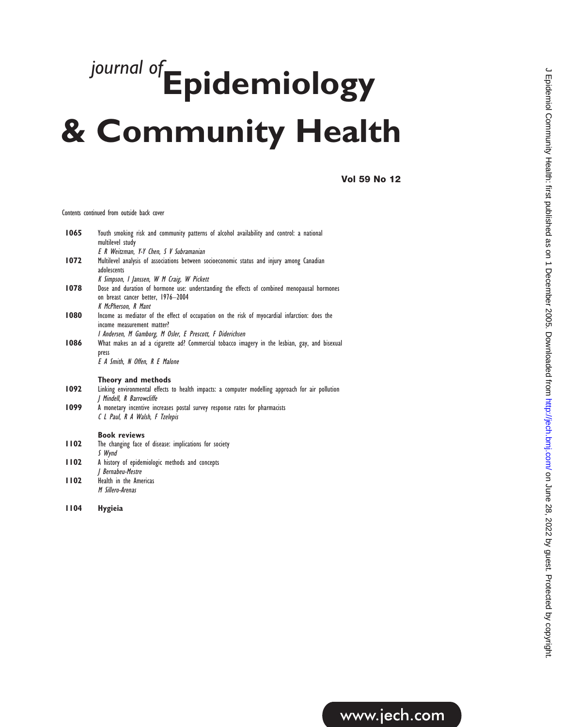# *journal of* Epidemiology & Community Health

**Vol 59 No 12**

Contents continued from outside back cover

**1065** Youth smoking risk and community patterns of alcohol availability and control: a national multilevel study
*E R Weitzman, Y-Y Chen, S V Subramanian*

**1072** Multilevel analysis of associations between socioeconomic status and injury among Canadian adolescents
*K Simpson, I Janssen, W M Craig, W Pickett*

**1078** Dose and duration of hormone use: understanding the effects of combined menopausal hormones on breast cancer better, 1976–2004
*K McPherson, R Mant*

**1080** Income as mediator of the effect of occupation on the risk of myocardial infarction: does the income measurement matter?
*I Andersen, M Gamborg, M Osler, E Prescott, F Diderichsen*

**1086** What makes an ad a cigarette ad? Commercial tobacco imagery in the lesbian, gay, and bisexual press
*E A Smith, N Offen, R E Malone*

## Theory and methods

**1092** Linking environmental effects to health impacts: a computer modelling approach for air pollution
*J Mindell, R Barrowcliffe*

**1099** A monetary incentive increases postal survey response rates for pharmacists
*C L Paul, R A Walsh, F Tzelepis*

## Book reviews

**1102** The changing face of disease: implications for society
*S Wynd*

**1102** A history of epidemiologic methods and concepts
*J Bernabeu-Mestre*

**1102** Health in the Americas
*M Sillero-Arenas*

**1104** **Hygieia**

www.jech.com